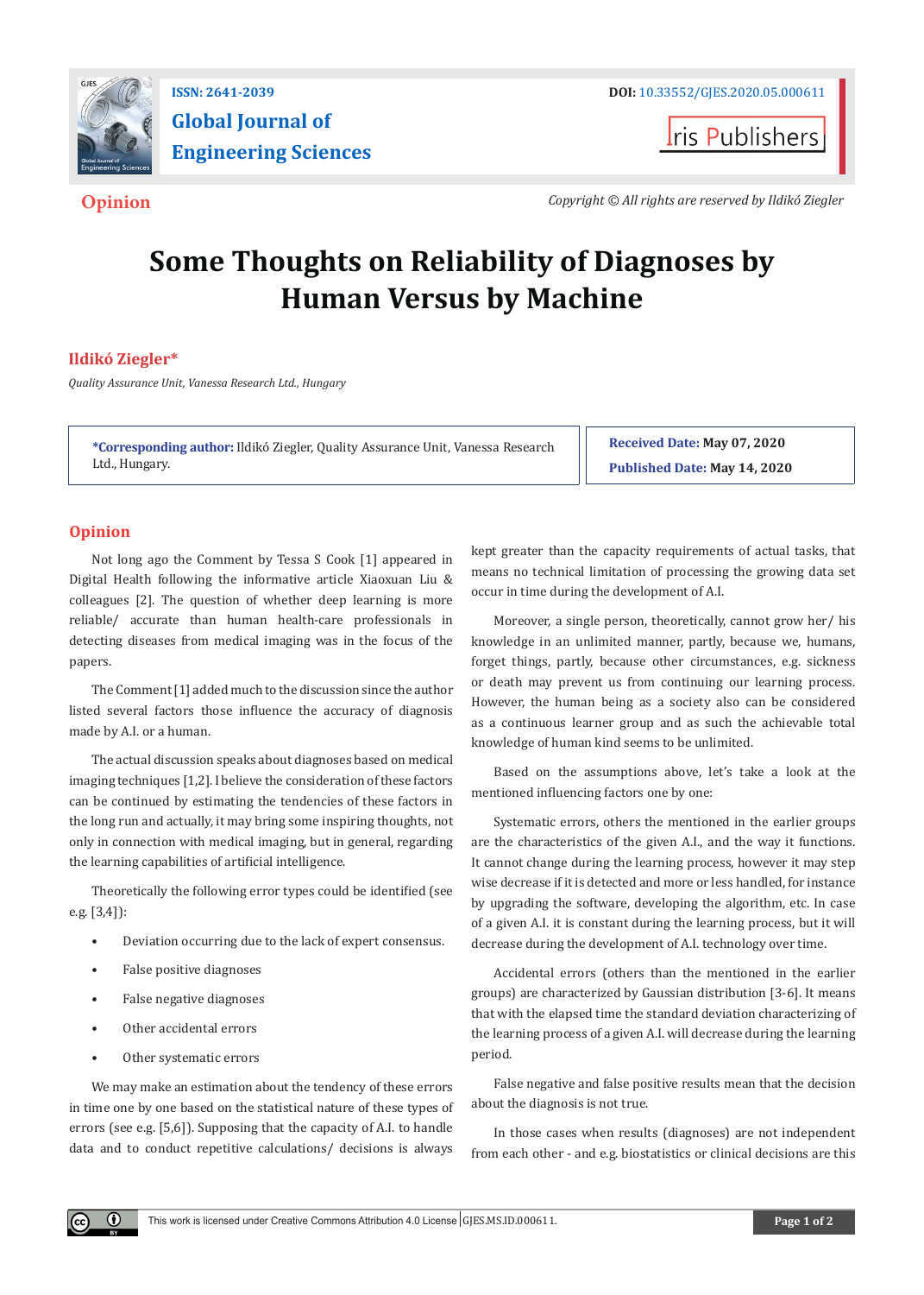Opinion

Copyright © All rights are reserved by Ildikó Ziegler

# Some Thoughts on Reliability of Diagnoses by Human Versus by Machine

**Ildikó Ziegler***

*Quality Assurance Unit, Vanessa Research Ltd., Hungary*

***Corresponding author:** Ildikó Ziegler, Quality Assurance Unit, Vanessa Research Ltd., Hungary.

**Received Date:** May 07, 2020

**Published Date:** May 14, 2020

## Opinion

Not long ago the Comment by Tessa S Cook [1] appeared in Digital Health following the informative article Xiaoxuan Liu & colleagues [2]. The question of whether deep learning is more reliable/ accurate than human health-care professionals in detecting diseases from medical imaging was in the focus of the papers.

The Comment [1] added much to the discussion since the author listed several factors those influence the accuracy of diagnosis made by A.I. or a human.

The actual discussion speaks about diagnoses based on medical imaging techniques [1,2]. I believe the consideration of these factors can be continued by estimating the tendencies of these factors in the long run and actually, it may bring some inspiring thoughts, not only in connection with medical imaging, but in general, regarding the learning capabilities of artificial intelligence.

Theoretically the following error types could be identified (see e.g. [3,4]):

- Deviation occurring due to the lack of expert consensus.
- False positive diagnoses
- False negative diagnoses
- Other accidental errors
- Other systematic errors

We may make an estimation about the tendency of these errors in time one by one based on the statistical nature of these types of errors (see e.g. [5,6]). Supposing that the capacity of A.I. to handle data and to conduct repetitive calculations/ decisions is always kept greater than the capacity requirements of actual tasks, that means no technical limitation of processing the growing data set occur in time during the development of A.I.

Moreover, a single person, theoretically, cannot grow her/ his knowledge in an unlimited manner, partly, because we, humans, forget things, partly, because other circumstances, e.g. sickness or death may prevent us from continuing our learning process. However, the human being as a society also can be considered as a continuous learner group and as such the achievable total knowledge of human kind seems to be unlimited.

Based on the assumptions above, let's take a look at the mentioned influencing factors one by one:

Systematic errors, others the mentioned in the earlier groups are the characteristics of the given A.I., and the way it functions. It cannot change during the learning process, however it may step wise decrease if it is detected and more or less handled, for instance by upgrading the software, developing the algorithm, etc. In case of a given A.I. it is constant during the learning process, but it will decrease during the development of A.I. technology over time.

Accidental errors (others than the mentioned in the earlier groups) are characterized by Gaussian distribution [3-6]. It means that with the elapsed time the standard deviation characterizing of the learning process of a given A.I. will decrease during the learning period.

False negative and false positive results mean that the decision about the diagnosis is not true.

In those cases when results (diagnoses) are not independent from each other - and e.g. biostatistics or clinical decisions are this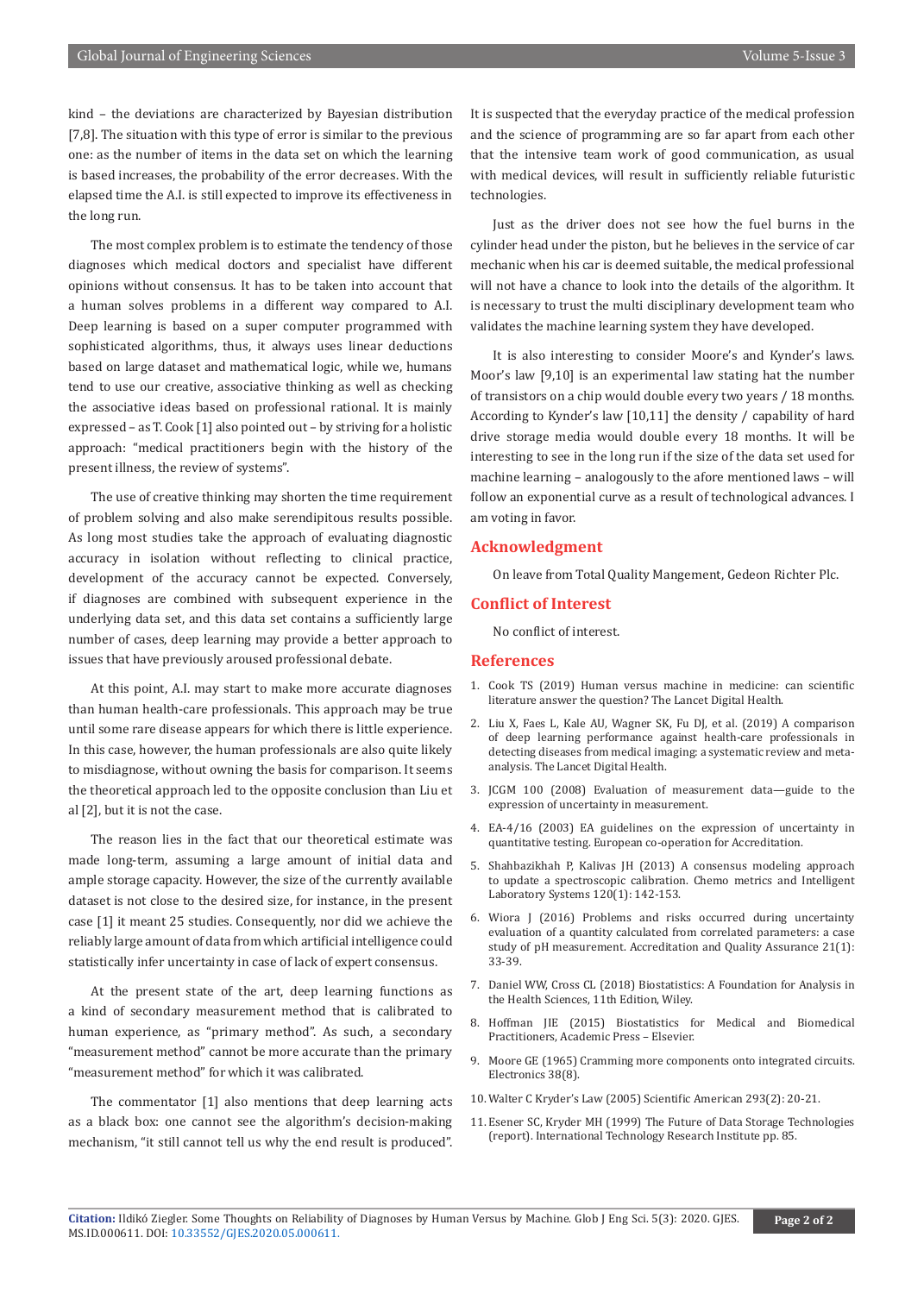kind – the deviations are characterized by Bayesian distribution [7,8]. The situation with this type of error is similar to the previous one: as the number of items in the data set on which the learning is based increases, the probability of the error decreases. With the elapsed time the A.I. is still expected to improve its effectiveness in the long run.

The most complex problem is to estimate the tendency of those diagnoses which medical doctors and specialist have different opinions without consensus. It has to be taken into account that a human solves problems in a different way compared to A.I. Deep learning is based on a super computer programmed with sophisticated algorithms, thus, it always uses linear deductions based on large dataset and mathematical logic, while we, humans tend to use our creative, associative thinking as well as checking the associative ideas based on professional rational. It is mainly expressed – as T. Cook [1] also pointed out – by striving for a holistic approach: "medical practitioners begin with the history of the present illness, the review of systems".

The use of creative thinking may shorten the time requirement of problem solving and also make serendipitous results possible. As long most studies take the approach of evaluating diagnostic accuracy in isolation without reflecting to clinical practice, development of the accuracy cannot be expected. Conversely, if diagnoses are combined with subsequent experience in the underlying data set, and this data set contains a sufficiently large number of cases, deep learning may provide a better approach to issues that have previously aroused professional debate.

At this point, A.I. may start to make more accurate diagnoses than human health-care professionals. This approach may be true until some rare disease appears for which there is little experience. In this case, however, the human professionals are also quite likely to misdiagnose, without owning the basis for comparison. It seems the theoretical approach led to the opposite conclusion than Liu et al [2], but it is not the case.

The reason lies in the fact that our theoretical estimate was made long-term, assuming a large amount of initial data and ample storage capacity. However, the size of the currently available dataset is not close to the desired size, for instance, in the present case [1] it meant 25 studies. Consequently, nor did we achieve the reliably large amount of data from which artificial intelligence could statistically infer uncertainty in case of lack of expert consensus.

At the present state of the art, deep learning functions as a kind of secondary measurement method that is calibrated to human experience, as "primary method". As such, a secondary "measurement method" cannot be more accurate than the primary "measurement method" for which it was calibrated.

The commentator [1] also mentions that deep learning acts as a black box: one cannot see the algorithm's decision-making mechanism, "it still cannot tell us why the end result is produced". It is suspected that the everyday practice of the medical profession and the science of programming are so far apart from each other that the intensive team work of good communication, as usual with medical devices, will result in sufficiently reliable futuristic technologies.

Just as the driver does not see how the fuel burns in the cylinder head under the piston, but he believes in the service of car mechanic when his car is deemed suitable, the medical professional will not have a chance to look into the details of the algorithm. It is necessary to trust the multi disciplinary development team who validates the machine learning system they have developed.

It is also interesting to consider Moore's and Kynder's laws. Moor's law [9,10] is an experimental law stating hat the number of transistors on a chip would double every two years / 18 months. According to Kynder's law [10,11] the density / capability of hard drive storage media would double every 18 months. It will be interesting to see in the long run if the size of the data set used for machine learning – analogously to the afore mentioned laws – will follow an exponential curve as a result of technological advances. I am voting in favor.

## Acknowledgment

On leave from Total Quality Mangement, Gedeon Richter Plc.

## Conflict of Interest

No conflict of interest.

## References

1. Cook TS (2019) Human versus machine in medicine: can scientific literature answer the question? The Lancet Digital Health.
2. Liu X, Faes L, Kale AU, Wagner SK, Fu DJ, et al. (2019) A comparison of deep learning performance against health-care professionals in detecting diseases from medical imaging: a systematic review and meta-analysis. The Lancet Digital Health.
3. JCGM 100 (2008) Evaluation of measurement data—guide to the expression of uncertainty in measurement.
4. EA-4/16 (2003) EA guidelines on the expression of uncertainty in quantitative testing. European co-operation for Accreditation.
5. Shahbazikhah P, Kalivas JH (2013) A consensus modeling approach to update a spectroscopic calibration. Chemo metrics and Intelligent Laboratory Systems 120(1): 142-153.
6. Wiora J (2016) Problems and risks occurred during uncertainty evaluation of a quantity calculated from correlated parameters: a case study of pH measurement. Accreditation and Quality Assurance 21(1): 33-39.
7. Daniel WW, Cross CL (2018) Biostatistics: A Foundation for Analysis in the Health Sciences, 11th Edition, Wiley.
8. Hoffman JIE (2015) Biostatistics for Medical and Biomedical Practitioners, Academic Press – Elsevier.
9. Moore GE (1965) Cramming more components onto integrated circuits. Electronics 38(8).
10. Walter C Kryder's Law (2005) Scientific American 293(2): 20-21.
11. Esener SC, Kryder MH (1999) The Future of Data Storage Technologies (report). International Technology Research Institute pp. 85.